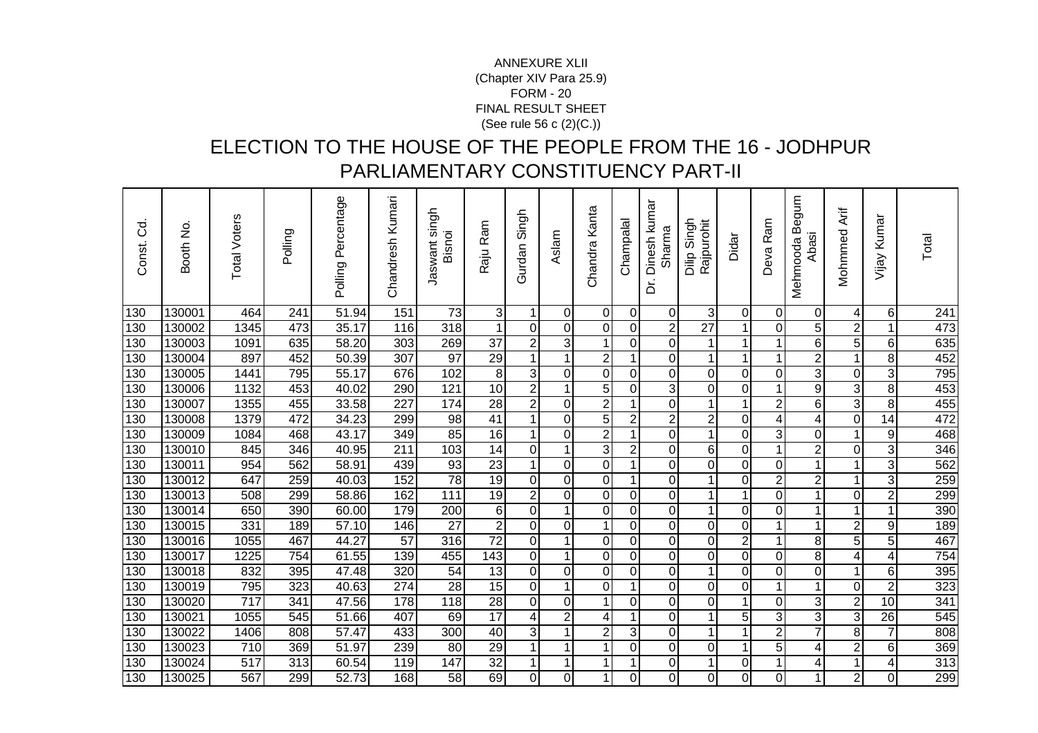ANNEXURE XLII
(Chapter XIV Para 25.9)
FORM - 20
FINAL RESULT SHEET
(See rule 56 c (2)(C.))

# ELECTION TO THE HOUSE OF THE PEOPLE FROM THE 16 - JODHPUR PARLIAMENTARY CONSTITUENCY PART-II

| Const. Cd. | Booth No. | Total Voters | Polling | Polling Percentage | Chandresh Kumari | Jaswant singh Bisnoi | Raju Ram | Gurdan Singh | Aslam | Chandra Kanta | Champalal | Dr. Dinesh kumar Sharma | Dilip Singh Rajpurohit | Didar | Deva Ram | Mehmooda Begum Abasi | Mohmmed Arif | Vijay Kumar | Total |
|---|---|---|---|---|---|---|---|---|---|---|---|---|---|---|---|---|---|---|---|
| 130 | 130001 | 464 | 241 | 51.94 | 151 | 73 | 3 | 1 | 0 | 0 | 0 | 0 | 3 | 0 | 0 | 0 | 4 | 6 | 241 |
| 130 | 130002 | 1345 | 473 | 35.17 | 116 | 318 | 1 | 0 | 0 | 0 | 0 | 2 | 27 | 1 | 0 | 5 | 2 | 1 | 473 |
| 130 | 130003 | 1091 | 635 | 58.20 | 303 | 269 | 37 | 2 | 3 | 1 | 0 | 0 | 1 | 1 | 1 | 6 | 5 | 6 | 635 |
| 130 | 130004 | 897 | 452 | 50.39 | 307 | 97 | 29 | 1 | 1 | 2 | 1 | 0 | 1 | 1 | 1 | 2 | 1 | 8 | 452 |
| 130 | 130005 | 1441 | 795 | 55.17 | 676 | 102 | 8 | 3 | 0 | 0 | 0 | 0 | 0 | 0 | 0 | 3 | 0 | 3 | 795 |
| 130 | 130006 | 1132 | 453 | 40.02 | 290 | 121 | 10 | 2 | 1 | 5 | 0 | 3 | 0 | 0 | 1 | 9 | 3 | 8 | 453 |
| 130 | 130007 | 1355 | 455 | 33.58 | 227 | 174 | 28 | 2 | 0 | 2 | 1 | 0 | 1 | 1 | 2 | 6 | 3 | 8 | 455 |
| 130 | 130008 | 1379 | 472 | 34.23 | 299 | 98 | 41 | 1 | 0 | 5 | 2 | 2 | 2 | 0 | 4 | 4 | 0 | 14 | 472 |
| 130 | 130009 | 1084 | 468 | 43.17 | 349 | 85 | 16 | 1 | 0 | 2 | 1 | 0 | 1 | 0 | 3 | 0 | 1 | 9 | 468 |
| 130 | 130010 | 845 | 346 | 40.95 | 211 | 103 | 14 | 0 | 1 | 3 | 2 | 0 | 6 | 0 | 1 | 2 | 0 | 3 | 346 |
| 130 | 130011 | 954 | 562 | 58.91 | 439 | 93 | 23 | 1 | 0 | 0 | 1 | 0 | 0 | 0 | 0 | 1 | 1 | 3 | 562 |
| 130 | 130012 | 647 | 259 | 40.03 | 152 | 78 | 19 | 0 | 0 | 0 | 1 | 0 | 1 | 0 | 2 | 2 | 1 | 3 | 259 |
| 130 | 130013 | 508 | 299 | 58.86 | 162 | 111 | 19 | 2 | 0 | 0 | 0 | 0 | 1 | 1 | 0 | 1 | 0 | 2 | 299 |
| 130 | 130014 | 650 | 390 | 60.00 | 179 | 200 | 6 | 0 | 1 | 0 | 0 | 0 | 1 | 0 | 0 | 1 | 1 | 1 | 390 |
| 130 | 130015 | 331 | 189 | 57.10 | 146 | 27 | 2 | 0 | 0 | 1 | 0 | 0 | 0 | 0 | 1 | 1 | 2 | 9 | 189 |
| 130 | 130016 | 1055 | 467 | 44.27 | 57 | 316 | 72 | 0 | 1 | 0 | 0 | 0 | 0 | 2 | 1 | 8 | 5 | 5 | 467 |
| 130 | 130017 | 1225 | 754 | 61.55 | 139 | 455 | 143 | 0 | 1 | 0 | 0 | 0 | 0 | 0 | 0 | 8 | 4 | 4 | 754 |
| 130 | 130018 | 832 | 395 | 47.48 | 320 | 54 | 13 | 0 | 0 | 0 | 0 | 0 | 1 | 0 | 0 | 0 | 1 | 6 | 395 |
| 130 | 130019 | 795 | 323 | 40.63 | 274 | 28 | 15 | 0 | 1 | 0 | 1 | 0 | 0 | 0 | 1 | 1 | 0 | 2 | 323 |
| 130 | 130020 | 717 | 341 | 47.56 | 178 | 118 | 28 | 0 | 0 | 1 | 0 | 0 | 0 | 1 | 0 | 3 | 2 | 10 | 341 |
| 130 | 130021 | 1055 | 545 | 51.66 | 407 | 69 | 17 | 4 | 2 | 4 | 1 | 0 | 1 | 5 | 3 | 3 | 3 | 26 | 545 |
| 130 | 130022 | 1406 | 808 | 57.47 | 433 | 300 | 40 | 3 | 1 | 2 | 3 | 0 | 1 | 1 | 2 | 7 | 8 | 7 | 808 |
| 130 | 130023 | 710 | 369 | 51.97 | 239 | 80 | 29 | 1 | 1 | 1 | 0 | 0 | 0 | 1 | 5 | 4 | 2 | 6 | 369 |
| 130 | 130024 | 517 | 313 | 60.54 | 119 | 147 | 32 | 1 | 1 | 1 | 1 | 0 | 1 | 0 | 1 | 4 | 1 | 4 | 313 |
| 130 | 130025 | 567 | 299 | 52.73 | 168 | 58 | 69 | 0 | 0 | 1 | 0 | 0 | 0 | 0 | 0 | 1 | 2 | 0 | 299 |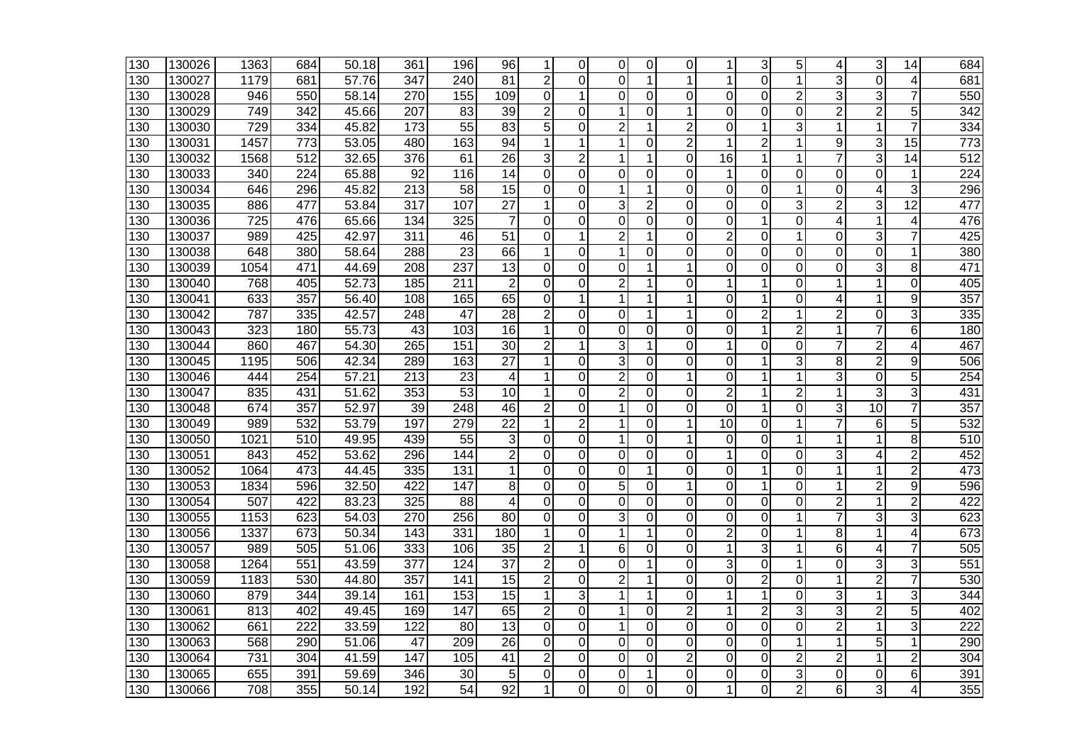| 130 | 130026 | 1363 | 684 | 50.18 | 361 | 196 | 96 | 1 | 0 | 0 | 0 | 0 | 1 | 3 | 5 | 4 | 3 | 14 | 684 |
|---|---|---|---|---|---|---|---|---|---|---|---|---|---|---|---|---|---|---|---|
| 130 | 130027 | 1179 | 681 | 57.76 | 347 | 240 | 81 | 2 | 0 | 0 | 1 | 1 | 1 | 0 | 1 | 3 | 0 | 4 | 681 |
| 130 | 130028 | 946 | 550 | 58.14 | 270 | 155 | 109 | 0 | 1 | 0 | 0 | 0 | 0 | 0 | 2 | 3 | 3 | 7 | 550 |
| 130 | 130029 | 749 | 342 | 45.66 | 207 | 83 | 39 | 2 | 0 | 1 | 0 | 1 | 0 | 0 | 0 | 2 | 2 | 5 | 342 |
| 130 | 130030 | 729 | 334 | 45.82 | 173 | 55 | 83 | 5 | 0 | 2 | 1 | 2 | 0 | 1 | 3 | 1 | 1 | 7 | 334 |
| 130 | 130031 | 1457 | 773 | 53.05 | 480 | 163 | 94 | 1 | 1 | 1 | 0 | 2 | 1 | 2 | 1 | 9 | 3 | 15 | 773 |
| 130 | 130032 | 1568 | 512 | 32.65 | 376 | 61 | 26 | 3 | 2 | 1 | 1 | 0 | 16 | 1 | 1 | 7 | 3 | 14 | 512 |
| 130 | 130033 | 340 | 224 | 65.88 | 92 | 116 | 14 | 0 | 0 | 0 | 0 | 0 | 1 | 0 | 0 | 0 | 0 | 1 | 224 |
| 130 | 130034 | 646 | 296 | 45.82 | 213 | 58 | 15 | 0 | 0 | 1 | 1 | 0 | 0 | 0 | 1 | 0 | 4 | 3 | 296 |
| 130 | 130035 | 886 | 477 | 53.84 | 317 | 107 | 27 | 1 | 0 | 3 | 2 | 0 | 0 | 0 | 3 | 2 | 3 | 12 | 477 |
| 130 | 130036 | 725 | 476 | 65.66 | 134 | 325 | 7 | 0 | 0 | 0 | 0 | 0 | 0 | 1 | 0 | 4 | 1 | 4 | 476 |
| 130 | 130037 | 989 | 425 | 42.97 | 311 | 46 | 51 | 0 | 1 | 2 | 1 | 0 | 2 | 0 | 1 | 0 | 3 | 7 | 425 |
| 130 | 130038 | 648 | 380 | 58.64 | 288 | 23 | 66 | 1 | 0 | 1 | 0 | 0 | 0 | 0 | 0 | 0 | 0 | 1 | 380 |
| 130 | 130039 | 1054 | 471 | 44.69 | 208 | 237 | 13 | 0 | 0 | 0 | 1 | 1 | 0 | 0 | 0 | 0 | 3 | 8 | 471 |
| 130 | 130040 | 768 | 405 | 52.73 | 185 | 211 | 2 | 0 | 0 | 2 | 1 | 0 | 1 | 1 | 0 | 1 | 1 | 0 | 405 |
| 130 | 130041 | 633 | 357 | 56.40 | 108 | 165 | 65 | 0 | 1 | 1 | 1 | 1 | 0 | 1 | 0 | 4 | 1 | 9 | 357 |
| 130 | 130042 | 787 | 335 | 42.57 | 248 | 47 | 28 | 2 | 0 | 0 | 1 | 1 | 0 | 2 | 1 | 2 | 0 | 3 | 335 |
| 130 | 130043 | 323 | 180 | 55.73 | 43 | 103 | 16 | 1 | 0 | 0 | 0 | 0 | 0 | 1 | 2 | 1 | 7 | 6 | 180 |
| 130 | 130044 | 860 | 467 | 54.30 | 265 | 151 | 30 | 2 | 1 | 3 | 1 | 0 | 1 | 0 | 0 | 7 | 2 | 4 | 467 |
| 130 | 130045 | 1195 | 506 | 42.34 | 289 | 163 | 27 | 1 | 0 | 3 | 0 | 0 | 0 | 1 | 3 | 8 | 2 | 9 | 506 |
| 130 | 130046 | 444 | 254 | 57.21 | 213 | 23 | 4 | 1 | 0 | 2 | 0 | 1 | 0 | 1 | 1 | 3 | 0 | 5 | 254 |
| 130 | 130047 | 835 | 431 | 51.62 | 353 | 53 | 10 | 1 | 0 | 2 | 0 | 0 | 2 | 1 | 2 | 1 | 3 | 3 | 431 |
| 130 | 130048 | 674 | 357 | 52.97 | 39 | 248 | 46 | 2 | 0 | 1 | 0 | 0 | 0 | 1 | 0 | 3 | 10 | 7 | 357 |
| 130 | 130049 | 989 | 532 | 53.79 | 197 | 279 | 22 | 1 | 2 | 1 | 0 | 1 | 10 | 0 | 1 | 7 | 6 | 5 | 532 |
| 130 | 130050 | 1021 | 510 | 49.95 | 439 | 55 | 3 | 0 | 0 | 1 | 0 | 1 | 0 | 0 | 1 | 1 | 1 | 8 | 510 |
| 130 | 130051 | 843 | 452 | 53.62 | 296 | 144 | 2 | 0 | 0 | 0 | 0 | 0 | 1 | 0 | 0 | 3 | 4 | 2 | 452 |
| 130 | 130052 | 1064 | 473 | 44.45 | 335 | 131 | 1 | 0 | 0 | 0 | 1 | 0 | 0 | 1 | 0 | 1 | 1 | 2 | 473 |
| 130 | 130053 | 1834 | 596 | 32.50 | 422 | 147 | 8 | 0 | 0 | 5 | 0 | 1 | 0 | 1 | 0 | 1 | 2 | 9 | 596 |
| 130 | 130054 | 507 | 422 | 83.23 | 325 | 88 | 4 | 0 | 0 | 0 | 0 | 0 | 0 | 0 | 0 | 2 | 1 | 2 | 422 |
| 130 | 130055 | 1153 | 623 | 54.03 | 270 | 256 | 80 | 0 | 0 | 3 | 0 | 0 | 0 | 0 | 1 | 7 | 3 | 3 | 623 |
| 130 | 130056 | 1337 | 673 | 50.34 | 143 | 331 | 180 | 1 | 0 | 1 | 1 | 0 | 2 | 0 | 1 | 8 | 1 | 4 | 673 |
| 130 | 130057 | 989 | 505 | 51.06 | 333 | 106 | 35 | 2 | 1 | 6 | 0 | 0 | 1 | 3 | 1 | 6 | 4 | 7 | 505 |
| 130 | 130058 | 1264 | 551 | 43.59 | 377 | 124 | 37 | 2 | 0 | 0 | 1 | 0 | 3 | 0 | 1 | 0 | 3 | 3 | 551 |
| 130 | 130059 | 1183 | 530 | 44.80 | 357 | 141 | 15 | 2 | 0 | 2 | 1 | 0 | 0 | 2 | 0 | 1 | 2 | 7 | 530 |
| 130 | 130060 | 879 | 344 | 39.14 | 161 | 153 | 15 | 1 | 3 | 1 | 1 | 0 | 1 | 1 | 0 | 3 | 1 | 3 | 344 |
| 130 | 130061 | 813 | 402 | 49.45 | 169 | 147 | 65 | 2 | 0 | 1 | 0 | 2 | 1 | 2 | 3 | 3 | 2 | 5 | 402 |
| 130 | 130062 | 661 | 222 | 33.59 | 122 | 80 | 13 | 0 | 0 | 1 | 0 | 0 | 0 | 0 | 0 | 2 | 1 | 3 | 222 |
| 130 | 130063 | 568 | 290 | 51.06 | 47 | 209 | 26 | 0 | 0 | 0 | 0 | 0 | 0 | 0 | 1 | 1 | 5 | 1 | 290 |
| 130 | 130064 | 731 | 304 | 41.59 | 147 | 105 | 41 | 2 | 0 | 0 | 0 | 2 | 0 | 0 | 2 | 2 | 1 | 2 | 304 |
| 130 | 130065 | 655 | 391 | 59.69 | 346 | 30 | 5 | 0 | 0 | 0 | 1 | 0 | 0 | 0 | 3 | 0 | 0 | 6 | 391 |
| 130 | 130066 | 708 | 355 | 50.14 | 192 | 54 | 92 | 1 | 0 | 0 | 0 | 0 | 1 | 0 | 2 | 6 | 3 | 4 | 355 |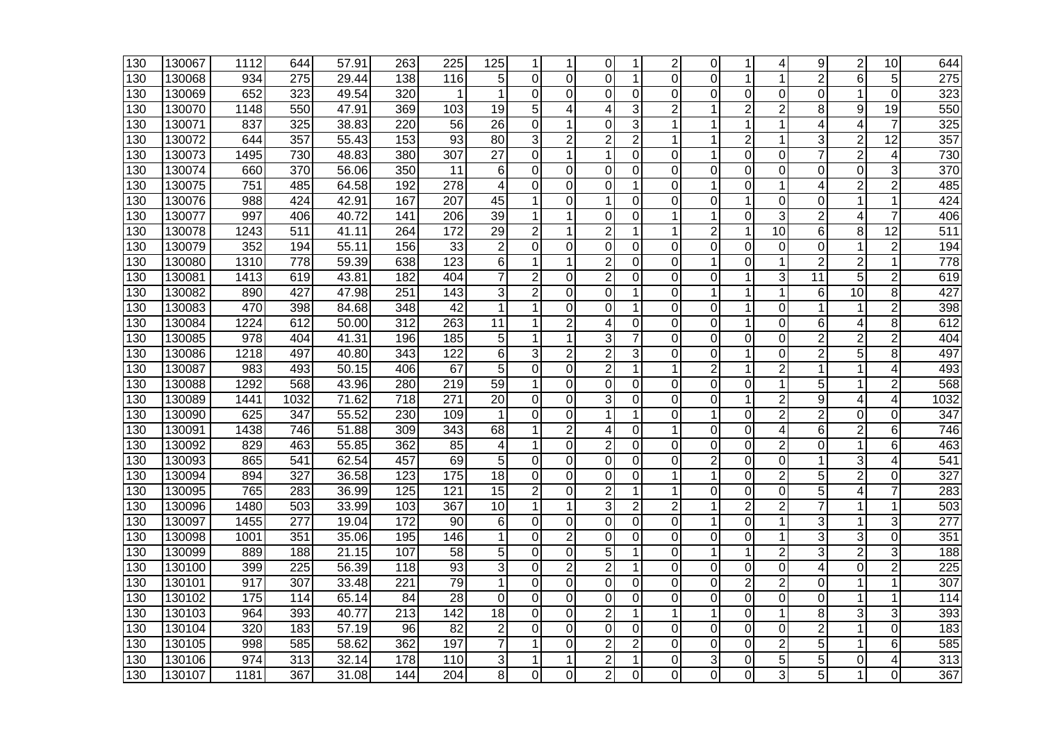| | | | | | | | | | | | | | | | | | | | |
|---|---|---|---|---|---|---|---|---|---|---|---|---|---|---|---|---|---|---|---|
| 130 | 130067 | 1112 | 644 | 57.91 | 263 | 225 | 125 | 1 | 1 | 0 | 1 | 2 | 0 | 1 | 4 | 9 | 2 | 10 | 644 |
| 130 | 130068 | 934 | 275 | 29.44 | 138 | 116 | 5 | 0 | 0 | 0 | 1 | 0 | 0 | 1 | 1 | 2 | 6 | 5 | 275 |
| 130 | 130069 | 652 | 323 | 49.54 | 320 | 1 | 1 | 0 | 0 | 0 | 0 | 0 | 0 | 0 | 0 | 0 | 1 | 0 | 323 |
| 130 | 130070 | 1148 | 550 | 47.91 | 369 | 103 | 19 | 5 | 4 | 4 | 3 | 2 | 1 | 2 | 2 | 8 | 9 | 19 | 550 |
| 130 | 130071 | 837 | 325 | 38.83 | 220 | 56 | 26 | 0 | 1 | 0 | 3 | 1 | 1 | 1 | 1 | 4 | 4 | 7 | 325 |
| 130 | 130072 | 644 | 357 | 55.43 | 153 | 93 | 80 | 3 | 2 | 2 | 2 | 1 | 1 | 2 | 1 | 3 | 2 | 12 | 357 |
| 130 | 130073 | 1495 | 730 | 48.83 | 380 | 307 | 27 | 0 | 1 | 1 | 0 | 0 | 1 | 0 | 0 | 7 | 2 | 4 | 730 |
| 130 | 130074 | 660 | 370 | 56.06 | 350 | 11 | 6 | 0 | 0 | 0 | 0 | 0 | 0 | 0 | 0 | 0 | 0 | 3 | 370 |
| 130 | 130075 | 751 | 485 | 64.58 | 192 | 278 | 4 | 0 | 0 | 0 | 1 | 0 | 1 | 0 | 1 | 4 | 2 | 2 | 485 |
| 130 | 130076 | 988 | 424 | 42.91 | 167 | 207 | 45 | 1 | 0 | 1 | 0 | 0 | 0 | 1 | 0 | 0 | 1 | 1 | 424 |
| 130 | 130077 | 997 | 406 | 40.72 | 141 | 206 | 39 | 1 | 1 | 0 | 0 | 1 | 1 | 0 | 3 | 2 | 4 | 7 | 406 |
| 130 | 130078 | 1243 | 511 | 41.11 | 264 | 172 | 29 | 2 | 1 | 2 | 1 | 1 | 2 | 1 | 10 | 6 | 8 | 12 | 511 |
| 130 | 130079 | 352 | 194 | 55.11 | 156 | 33 | 2 | 0 | 0 | 0 | 0 | 0 | 0 | 0 | 0 | 0 | 1 | 2 | 194 |
| 130 | 130080 | 1310 | 778 | 59.39 | 638 | 123 | 6 | 1 | 1 | 2 | 0 | 0 | 1 | 0 | 1 | 2 | 2 | 1 | 778 |
| 130 | 130081 | 1413 | 619 | 43.81 | 182 | 404 | 7 | 2 | 0 | 2 | 0 | 0 | 0 | 1 | 3 | 11 | 5 | 2 | 619 |
| 130 | 130082 | 890 | 427 | 47.98 | 251 | 143 | 3 | 2 | 0 | 0 | 1 | 0 | 1 | 1 | 1 | 6 | 10 | 8 | 427 |
| 130 | 130083 | 470 | 398 | 84.68 | 348 | 42 | 1 | 1 | 0 | 0 | 1 | 0 | 0 | 1 | 0 | 1 | 1 | 2 | 398 |
| 130 | 130084 | 1224 | 612 | 50.00 | 312 | 263 | 11 | 1 | 2 | 4 | 0 | 0 | 0 | 1 | 0 | 6 | 4 | 8 | 612 |
| 130 | 130085 | 978 | 404 | 41.31 | 196 | 185 | 5 | 1 | 1 | 3 | 7 | 0 | 0 | 0 | 0 | 2 | 2 | 2 | 404 |
| 130 | 130086 | 1218 | 497 | 40.80 | 343 | 122 | 6 | 3 | 2 | 2 | 3 | 0 | 0 | 1 | 0 | 2 | 5 | 8 | 497 |
| 130 | 130087 | 983 | 493 | 50.15 | 406 | 67 | 5 | 0 | 0 | 2 | 1 | 1 | 2 | 1 | 2 | 1 | 1 | 4 | 493 |
| 130 | 130088 | 1292 | 568 | 43.96 | 280 | 219 | 59 | 1 | 0 | 0 | 0 | 0 | 0 | 0 | 1 | 5 | 1 | 2 | 568 |
| 130 | 130089 | 1441 | 1032 | 71.62 | 718 | 271 | 20 | 0 | 0 | 3 | 0 | 0 | 0 | 1 | 2 | 9 | 4 | 4 | 1032 |
| 130 | 130090 | 625 | 347 | 55.52 | 230 | 109 | 1 | 0 | 0 | 1 | 1 | 0 | 1 | 0 | 2 | 2 | 0 | 0 | 347 |
| 130 | 130091 | 1438 | 746 | 51.88 | 309 | 343 | 68 | 1 | 2 | 4 | 0 | 1 | 0 | 0 | 4 | 6 | 2 | 6 | 746 |
| 130 | 130092 | 829 | 463 | 55.85 | 362 | 85 | 4 | 1 | 0 | 2 | 0 | 0 | 0 | 0 | 2 | 0 | 1 | 6 | 463 |
| 130 | 130093 | 865 | 541 | 62.54 | 457 | 69 | 5 | 0 | 0 | 0 | 0 | 0 | 2 | 0 | 0 | 1 | 3 | 4 | 541 |
| 130 | 130094 | 894 | 327 | 36.58 | 123 | 175 | 18 | 0 | 0 | 0 | 0 | 1 | 1 | 0 | 2 | 5 | 2 | 0 | 327 |
| 130 | 130095 | 765 | 283 | 36.99 | 125 | 121 | 15 | 2 | 0 | 2 | 1 | 1 | 0 | 0 | 0 | 5 | 4 | 7 | 283 |
| 130 | 130096 | 1480 | 503 | 33.99 | 103 | 367 | 10 | 1 | 1 | 3 | 2 | 2 | 1 | 2 | 2 | 7 | 1 | 1 | 503 |
| 130 | 130097 | 1455 | 277 | 19.04 | 172 | 90 | 6 | 0 | 0 | 0 | 0 | 0 | 1 | 0 | 1 | 3 | 1 | 3 | 277 |
| 130 | 130098 | 1001 | 351 | 35.06 | 195 | 146 | 1 | 0 | 2 | 0 | 0 | 0 | 0 | 0 | 1 | 3 | 3 | 0 | 351 |
| 130 | 130099 | 889 | 188 | 21.15 | 107 | 58 | 5 | 0 | 0 | 5 | 1 | 0 | 1 | 1 | 2 | 3 | 2 | 3 | 188 |
| 130 | 130100 | 399 | 225 | 56.39 | 118 | 93 | 3 | 0 | 2 | 2 | 1 | 0 | 0 | 0 | 0 | 4 | 0 | 2 | 225 |
| 130 | 130101 | 917 | 307 | 33.48 | 221 | 79 | 1 | 0 | 0 | 0 | 0 | 0 | 0 | 2 | 2 | 0 | 1 | 1 | 307 |
| 130 | 130102 | 175 | 114 | 65.14 | 84 | 28 | 0 | 0 | 0 | 0 | 0 | 0 | 0 | 0 | 0 | 0 | 1 | 1 | 114 |
| 130 | 130103 | 964 | 393 | 40.77 | 213 | 142 | 18 | 0 | 0 | 2 | 1 | 1 | 1 | 0 | 1 | 8 | 3 | 3 | 393 |
| 130 | 130104 | 320 | 183 | 57.19 | 96 | 82 | 2 | 0 | 0 | 0 | 0 | 0 | 0 | 0 | 0 | 2 | 1 | 0 | 183 |
| 130 | 130105 | 998 | 585 | 58.62 | 362 | 197 | 7 | 1 | 0 | 2 | 2 | 0 | 0 | 0 | 2 | 5 | 1 | 6 | 585 |
| 130 | 130106 | 974 | 313 | 32.14 | 178 | 110 | 3 | 1 | 1 | 2 | 1 | 0 | 3 | 0 | 5 | 5 | 0 | 4 | 313 |
| 130 | 130107 | 1181 | 367 | 31.08 | 144 | 204 | 8 | 0 | 0 | 2 | 0 | 0 | 0 | 0 | 3 | 5 | 1 | 0 | 367 |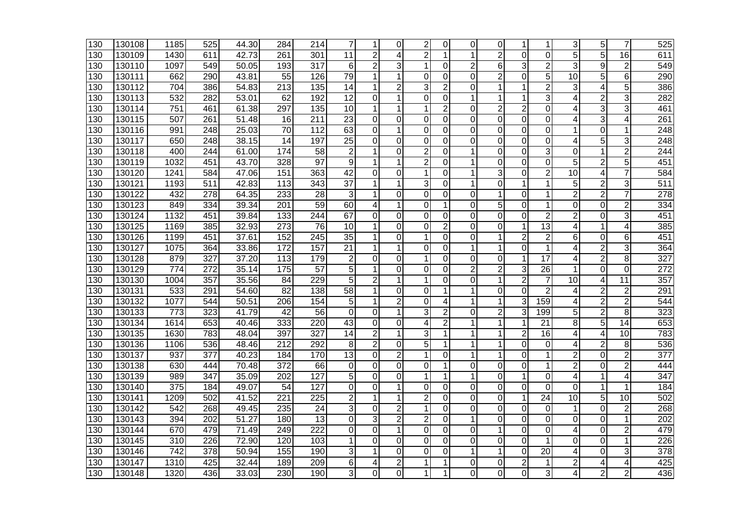| | | | | | | | | | | | | | | | | | | | |
|---|---|---|---|---|---|---|---|---|---|---|---|---|---|---|---|---|---|---|---|
| 130 | 130108 | 1185 | 525 | 44.30 | 284 | 214 | 7 | 1 | 0 | 2 | 0 | 0 | 0 | 1 | 1 | 3 | 5 | 7 | 525 |
| 130 | 130109 | 1430 | 611 | 42.73 | 261 | 301 | 11 | 2 | 4 | 2 | 1 | 1 | 2 | 0 | 0 | 5 | 5 | 16 | 611 |
| 130 | 130110 | 1097 | 549 | 50.05 | 193 | 317 | 6 | 2 | 3 | 1 | 0 | 2 | 6 | 3 | 2 | 3 | 9 | 2 | 549 |
| 130 | 130111 | 662 | 290 | 43.81 | 55 | 126 | 79 | 1 | 1 | 0 | 0 | 0 | 2 | 0 | 5 | 10 | 5 | 6 | 290 |
| 130 | 130112 | 704 | 386 | 54.83 | 213 | 135 | 14 | 1 | 2 | 3 | 2 | 0 | 1 | 1 | 2 | 3 | 4 | 5 | 386 |
| 130 | 130113 | 532 | 282 | 53.01 | 62 | 192 | 12 | 0 | 1 | 0 | 0 | 1 | 1 | 1 | 3 | 4 | 2 | 3 | 282 |
| 130 | 130114 | 751 | 461 | 61.38 | 297 | 135 | 10 | 1 | 1 | 1 | 2 | 0 | 2 | 2 | 0 | 4 | 3 | 3 | 461 |
| 130 | 130115 | 507 | 261 | 51.48 | 16 | 211 | 23 | 0 | 0 | 0 | 0 | 0 | 0 | 0 | 0 | 4 | 3 | 4 | 261 |
| 130 | 130116 | 991 | 248 | 25.03 | 70 | 112 | 63 | 0 | 1 | 0 | 0 | 0 | 0 | 0 | 0 | 1 | 0 | 1 | 248 |
| 130 | 130117 | 650 | 248 | 38.15 | 14 | 197 | 25 | 0 | 0 | 0 | 0 | 0 | 0 | 0 | 0 | 4 | 5 | 3 | 248 |
| 130 | 130118 | 400 | 244 | 61.00 | 174 | 58 | 2 | 1 | 0 | 2 | 0 | 1 | 0 | 0 | 3 | 0 | 1 | 2 | 244 |
| 130 | 130119 | 1032 | 451 | 43.70 | 328 | 97 | 9 | 1 | 1 | 2 | 0 | 1 | 0 | 0 | 0 | 5 | 2 | 5 | 451 |
| 130 | 130120 | 1241 | 584 | 47.06 | 151 | 363 | 42 | 0 | 0 | 1 | 0 | 1 | 3 | 0 | 2 | 10 | 4 | 7 | 584 |
| 130 | 130121 | 1193 | 511 | 42.83 | 113 | 343 | 37 | 1 | 1 | 3 | 0 | 1 | 0 | 1 | 1 | 5 | 2 | 3 | 511 |
| 130 | 130122 | 432 | 278 | 64.35 | 233 | 28 | 3 | 1 | 0 | 0 | 0 | 0 | 1 | 0 | 1 | 2 | 2 | 7 | 278 |
| 130 | 130123 | 849 | 334 | 39.34 | 201 | 59 | 60 | 4 | 1 | 0 | 1 | 0 | 5 | 0 | 1 | 0 | 0 | 2 | 334 |
| 130 | 130124 | 1132 | 451 | 39.84 | 133 | 244 | 67 | 0 | 0 | 0 | 0 | 0 | 0 | 0 | 2 | 2 | 0 | 3 | 451 |
| 130 | 130125 | 1169 | 385 | 32.93 | 273 | 76 | 10 | 1 | 0 | 0 | 2 | 0 | 0 | 1 | 13 | 4 | 1 | 4 | 385 |
| 130 | 130126 | 1199 | 451 | 37.61 | 152 | 245 | 35 | 1 | 0 | 1 | 0 | 0 | 1 | 2 | 2 | 6 | 0 | 6 | 451 |
| 130 | 130127 | 1075 | 364 | 33.86 | 172 | 157 | 21 | 1 | 1 | 0 | 0 | 1 | 1 | 0 | 1 | 4 | 2 | 3 | 364 |
| 130 | 130128 | 879 | 327 | 37.20 | 113 | 179 | 2 | 0 | 0 | 1 | 0 | 0 | 0 | 1 | 17 | 4 | 2 | 8 | 327 |
| 130 | 130129 | 774 | 272 | 35.14 | 175 | 57 | 5 | 1 | 0 | 0 | 0 | 2 | 2 | 3 | 26 | 1 | 0 | 0 | 272 |
| 130 | 130130 | 1004 | 357 | 35.56 | 84 | 229 | 5 | 2 | 1 | 1 | 0 | 0 | 1 | 2 | 7 | 10 | 4 | 11 | 357 |
| 130 | 130131 | 533 | 291 | 54.60 | 82 | 138 | 58 | 1 | 0 | 0 | 1 | 1 | 0 | 0 | 2 | 4 | 2 | 2 | 291 |
| 130 | 130132 | 1077 | 544 | 50.51 | 206 | 154 | 5 | 1 | 2 | 0 | 4 | 1 | 1 | 3 | 159 | 4 | 2 | 2 | 544 |
| 130 | 130133 | 773 | 323 | 41.79 | 42 | 56 | 0 | 0 | 1 | 3 | 2 | 0 | 2 | 3 | 199 | 5 | 2 | 8 | 323 |
| 130 | 130134 | 1614 | 653 | 40.46 | 333 | 220 | 43 | 0 | 0 | 4 | 2 | 1 | 1 | 1 | 21 | 8 | 5 | 14 | 653 |
| 130 | 130135 | 1630 | 783 | 48.04 | 397 | 327 | 14 | 2 | 1 | 3 | 1 | 1 | 1 | 2 | 16 | 4 | 4 | 10 | 783 |
| 130 | 130136 | 1106 | 536 | 48.46 | 212 | 292 | 8 | 2 | 0 | 5 | 1 | 1 | 1 | 0 | 0 | 4 | 2 | 8 | 536 |
| 130 | 130137 | 937 | 377 | 40.23 | 184 | 170 | 13 | 0 | 2 | 1 | 0 | 1 | 1 | 0 | 1 | 2 | 0 | 2 | 377 |
| 130 | 130138 | 630 | 444 | 70.48 | 372 | 66 | 0 | 0 | 0 | 0 | 1 | 0 | 0 | 0 | 1 | 2 | 0 | 2 | 444 |
| 130 | 130139 | 989 | 347 | 35.09 | 202 | 127 | 5 | 0 | 0 | 1 | 1 | 1 | 0 | 1 | 0 | 4 | 1 | 4 | 347 |
| 130 | 130140 | 375 | 184 | 49.07 | 54 | 127 | 0 | 0 | 1 | 0 | 0 | 0 | 0 | 0 | 0 | 0 | 1 | 1 | 184 |
| 130 | 130141 | 1209 | 502 | 41.52 | 221 | 225 | 2 | 1 | 1 | 2 | 0 | 0 | 0 | 1 | 24 | 10 | 5 | 10 | 502 |
| 130 | 130142 | 542 | 268 | 49.45 | 235 | 24 | 3 | 0 | 2 | 1 | 0 | 0 | 0 | 0 | 0 | 1 | 0 | 2 | 268 |
| 130 | 130143 | 394 | 202 | 51.27 | 180 | 13 | 0 | 3 | 2 | 2 | 0 | 1 | 0 | 0 | 0 | 0 | 0 | 1 | 202 |
| 130 | 130144 | 670 | 479 | 71.49 | 249 | 222 | 0 | 0 | 1 | 0 | 0 | 0 | 1 | 0 | 0 | 4 | 0 | 2 | 479 |
| 130 | 130145 | 310 | 226 | 72.90 | 120 | 103 | 1 | 0 | 0 | 0 | 0 | 0 | 0 | 0 | 1 | 0 | 0 | 1 | 226 |
| 130 | 130146 | 742 | 378 | 50.94 | 155 | 190 | 3 | 1 | 0 | 0 | 0 | 1 | 1 | 0 | 20 | 4 | 0 | 3 | 378 |
| 130 | 130147 | 1310 | 425 | 32.44 | 189 | 209 | 6 | 4 | 2 | 1 | 1 | 0 | 0 | 2 | 1 | 2 | 4 | 4 | 425 |
| 130 | 130148 | 1320 | 436 | 33.03 | 230 | 190 | 3 | 0 | 0 | 1 | 1 | 0 | 0 | 0 | 3 | 4 | 2 | 2 | 436 |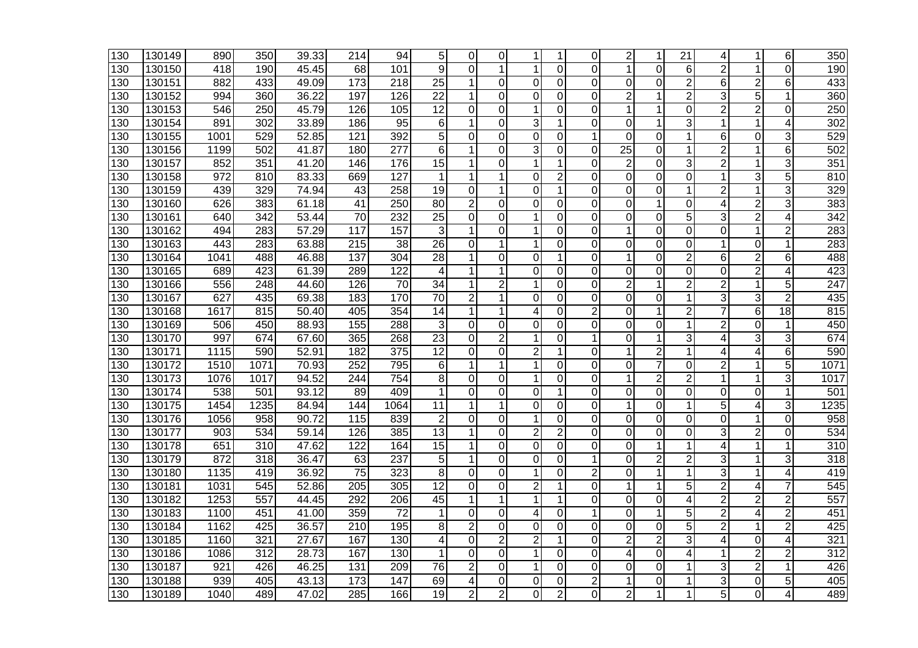| | | | | | | | | | | | | | | | | | | | | |
|---|---|---|---|---|---|---|---|---|---|---|---|---|---|---|---|---|---|---|---|---|
| 130 | 130149 | 890 | 350 | 39.33 | 214 | 94 | 5 | 0 | 0 | 1 | 1 | 0 | 2 | 1 | 21 | 4 | 1 | 6 | 350 |
| 130 | 130150 | 418 | 190 | 45.45 | 68 | 101 | 9 | 0 | 1 | 1 | 0 | 0 | 1 | 0 | 6 | 2 | 1 | 0 | 190 |
| 130 | 130151 | 882 | 433 | 49.09 | 173 | 218 | 25 | 1 | 0 | 0 | 0 | 0 | 0 | 0 | 2 | 6 | 2 | 6 | 433 |
| 130 | 130152 | 994 | 360 | 36.22 | 197 | 126 | 22 | 1 | 0 | 0 | 0 | 0 | 2 | 1 | 2 | 3 | 5 | 1 | 360 |
| 130 | 130153 | 546 | 250 | 45.79 | 126 | 105 | 12 | 0 | 0 | 1 | 0 | 0 | 1 | 1 | 0 | 2 | 2 | 0 | 250 |
| 130 | 130154 | 891 | 302 | 33.89 | 186 | 95 | 6 | 1 | 0 | 3 | 1 | 0 | 0 | 1 | 3 | 1 | 1 | 4 | 302 |
| 130 | 130155 | 1001 | 529 | 52.85 | 121 | 392 | 5 | 0 | 0 | 0 | 0 | 1 | 0 | 0 | 1 | 6 | 0 | 3 | 529 |
| 130 | 130156 | 1199 | 502 | 41.87 | 180 | 277 | 6 | 1 | 0 | 3 | 0 | 0 | 25 | 0 | 1 | 2 | 1 | 6 | 502 |
| 130 | 130157 | 852 | 351 | 41.20 | 146 | 176 | 15 | 1 | 0 | 1 | 1 | 0 | 2 | 0 | 3 | 2 | 1 | 3 | 351 |
| 130 | 130158 | 972 | 810 | 83.33 | 669 | 127 | 1 | 1 | 1 | 0 | 2 | 0 | 0 | 0 | 0 | 1 | 3 | 5 | 810 |
| 130 | 130159 | 439 | 329 | 74.94 | 43 | 258 | 19 | 0 | 1 | 0 | 1 | 0 | 0 | 0 | 1 | 2 | 1 | 3 | 329 |
| 130 | 130160 | 626 | 383 | 61.18 | 41 | 250 | 80 | 2 | 0 | 0 | 0 | 0 | 0 | 1 | 0 | 4 | 2 | 3 | 383 |
| 130 | 130161 | 640 | 342 | 53.44 | 70 | 232 | 25 | 0 | 0 | 1 | 0 | 0 | 0 | 0 | 5 | 3 | 2 | 4 | 342 |
| 130 | 130162 | 494 | 283 | 57.29 | 117 | 157 | 3 | 1 | 0 | 1 | 0 | 0 | 1 | 0 | 0 | 0 | 1 | 2 | 283 |
| 130 | 130163 | 443 | 283 | 63.88 | 215 | 38 | 26 | 0 | 1 | 1 | 0 | 0 | 0 | 0 | 0 | 1 | 0 | 1 | 283 |
| 130 | 130164 | 1041 | 488 | 46.88 | 137 | 304 | 28 | 1 | 0 | 0 | 1 | 0 | 1 | 0 | 2 | 6 | 2 | 6 | 488 |
| 130 | 130165 | 689 | 423 | 61.39 | 289 | 122 | 4 | 1 | 1 | 0 | 0 | 0 | 0 | 0 | 0 | 0 | 2 | 4 | 423 |
| 130 | 130166 | 556 | 248 | 44.60 | 126 | 70 | 34 | 1 | 2 | 1 | 0 | 0 | 2 | 1 | 2 | 2 | 1 | 5 | 247 |
| 130 | 130167 | 627 | 435 | 69.38 | 183 | 170 | 70 | 2 | 1 | 0 | 0 | 0 | 0 | 0 | 1 | 3 | 3 | 2 | 435 |
| 130 | 130168 | 1617 | 815 | 50.40 | 405 | 354 | 14 | 1 | 1 | 4 | 0 | 2 | 0 | 1 | 2 | 7 | 6 | 18 | 815 |
| 130 | 130169 | 506 | 450 | 88.93 | 155 | 288 | 3 | 0 | 0 | 0 | 0 | 0 | 0 | 0 | 1 | 2 | 0 | 1 | 450 |
| 130 | 130170 | 997 | 674 | 67.60 | 365 | 268 | 23 | 0 | 2 | 1 | 0 | 1 | 0 | 1 | 3 | 4 | 3 | 3 | 674 |
| 130 | 130171 | 1115 | 590 | 52.91 | 182 | 375 | 12 | 0 | 0 | 2 | 1 | 0 | 1 | 2 | 1 | 4 | 4 | 6 | 590 |
| 130 | 130172 | 1510 | 1071 | 70.93 | 252 | 795 | 6 | 1 | 1 | 1 | 0 | 0 | 0 | 7 | 0 | 2 | 1 | 5 | 1071 |
| 130 | 130173 | 1076 | 1017 | 94.52 | 244 | 754 | 8 | 0 | 0 | 1 | 0 | 0 | 1 | 2 | 2 | 1 | 1 | 3 | 1017 |
| 130 | 130174 | 538 | 501 | 93.12 | 89 | 409 | 1 | 0 | 0 | 0 | 1 | 0 | 0 | 0 | 0 | 0 | 0 | 1 | 501 |
| 130 | 130175 | 1454 | 1235 | 84.94 | 144 | 1064 | 11 | 1 | 1 | 0 | 0 | 0 | 1 | 0 | 1 | 5 | 4 | 3 | 1235 |
| 130 | 130176 | 1056 | 958 | 90.72 | 115 | 839 | 2 | 0 | 0 | 1 | 0 | 0 | 0 | 0 | 0 | 0 | 1 | 0 | 958 |
| 130 | 130177 | 903 | 534 | 59.14 | 126 | 385 | 13 | 1 | 0 | 2 | 2 | 0 | 0 | 0 | 0 | 3 | 2 | 0 | 534 |
| 130 | 130178 | 651 | 310 | 47.62 | 122 | 164 | 15 | 1 | 0 | 0 | 0 | 0 | 0 | 1 | 1 | 4 | 1 | 1 | 310 |
| 130 | 130179 | 872 | 318 | 36.47 | 63 | 237 | 5 | 1 | 0 | 0 | 0 | 1 | 0 | 2 | 2 | 3 | 1 | 3 | 318 |
| 130 | 130180 | 1135 | 419 | 36.92 | 75 | 323 | 8 | 0 | 0 | 1 | 0 | 2 | 0 | 1 | 1 | 3 | 1 | 4 | 419 |
| 130 | 130181 | 1031 | 545 | 52.86 | 205 | 305 | 12 | 0 | 0 | 2 | 1 | 0 | 1 | 1 | 5 | 2 | 4 | 7 | 545 |
| 130 | 130182 | 1253 | 557 | 44.45 | 292 | 206 | 45 | 1 | 1 | 1 | 1 | 0 | 0 | 0 | 4 | 2 | 2 | 2 | 557 |
| 130 | 130183 | 1100 | 451 | 41.00 | 359 | 72 | 1 | 0 | 0 | 4 | 0 | 1 | 0 | 1 | 5 | 2 | 4 | 2 | 451 |
| 130 | 130184 | 1162 | 425 | 36.57 | 210 | 195 | 8 | 2 | 0 | 0 | 0 | 0 | 0 | 0 | 5 | 2 | 1 | 2 | 425 |
| 130 | 130185 | 1160 | 321 | 27.67 | 167 | 130 | 4 | 0 | 2 | 2 | 1 | 0 | 2 | 2 | 3 | 4 | 0 | 4 | 321 |
| 130 | 130186 | 1086 | 312 | 28.73 | 167 | 130 | 1 | 0 | 0 | 1 | 0 | 0 | 4 | 0 | 4 | 1 | 2 | 2 | 312 |
| 130 | 130187 | 921 | 426 | 46.25 | 131 | 209 | 76 | 2 | 0 | 1 | 0 | 0 | 0 | 0 | 1 | 3 | 2 | 1 | 426 |
| 130 | 130188 | 939 | 405 | 43.13 | 173 | 147 | 69 | 4 | 0 | 0 | 0 | 2 | 1 | 0 | 1 | 3 | 0 | 5 | 405 |
| 130 | 130189 | 1040 | 489 | 47.02 | 285 | 166 | 19 | 2 | 2 | 0 | 2 | 0 | 2 | 1 | 1 | 5 | 0 | 4 | 489 |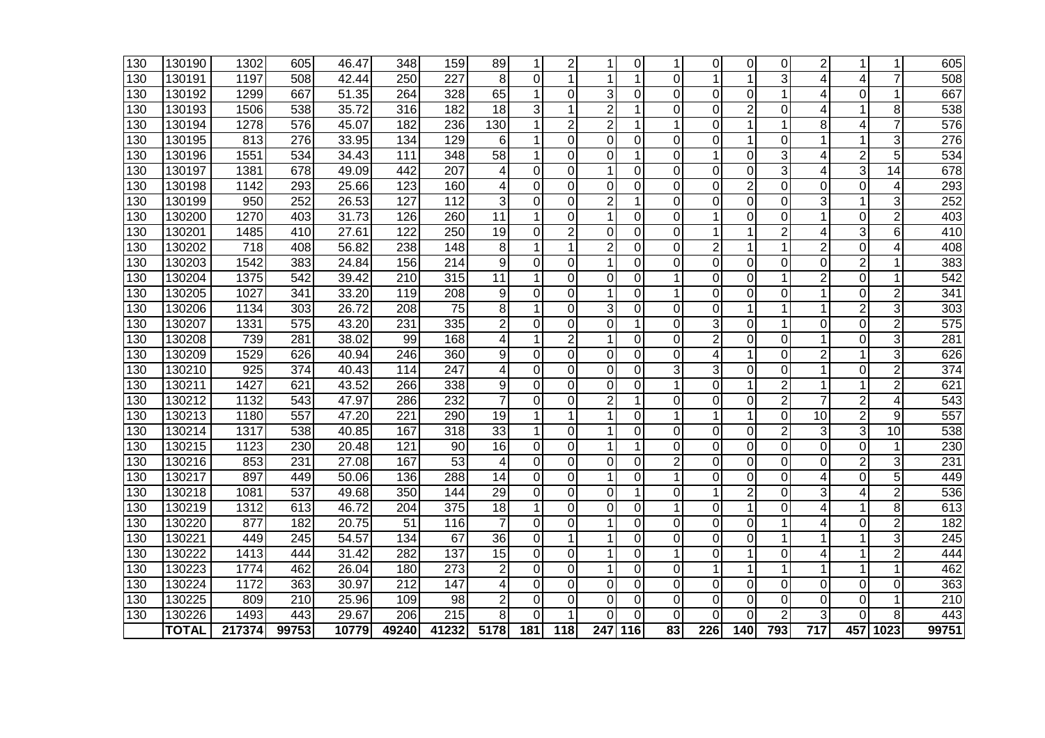| | | | | | | | | | | | | | | | | | | | |
|---|---|---|---|---|---|---|---|---|---|---|---|---|---|---|---|---|---|---|---|
| 130 | 130190 | 1302 | 605 | 46.47 | 348 | 159 | 89 | 1 | 2 | 1 | 0 | 1 | 0 | 0 | 0 | 2 | 1 | 1 | 605 |
| 130 | 130191 | 1197 | 508 | 42.44 | 250 | 227 | 8 | 0 | 1 | 1 | 1 | 0 | 1 | 1 | 3 | 4 | 4 | 7 | 508 |
| 130 | 130192 | 1299 | 667 | 51.35 | 264 | 328 | 65 | 1 | 0 | 3 | 0 | 0 | 0 | 0 | 1 | 4 | 0 | 1 | 667 |
| 130 | 130193 | 1506 | 538 | 35.72 | 316 | 182 | 18 | 3 | 1 | 2 | 1 | 0 | 0 | 2 | 0 | 4 | 1 | 8 | 538 |
| 130 | 130194 | 1278 | 576 | 45.07 | 182 | 236 | 130 | 1 | 2 | 2 | 1 | 1 | 0 | 1 | 1 | 8 | 4 | 7 | 576 |
| 130 | 130195 | 813 | 276 | 33.95 | 134 | 129 | 6 | 1 | 0 | 0 | 0 | 0 | 0 | 1 | 0 | 1 | 1 | 3 | 276 |
| 130 | 130196 | 1551 | 534 | 34.43 | 111 | 348 | 58 | 1 | 0 | 0 | 1 | 0 | 1 | 0 | 3 | 4 | 2 | 5 | 534 |
| 130 | 130197 | 1381 | 678 | 49.09 | 442 | 207 | 4 | 0 | 0 | 1 | 0 | 0 | 0 | 0 | 3 | 4 | 3 | 14 | 678 |
| 130 | 130198 | 1142 | 293 | 25.66 | 123 | 160 | 4 | 0 | 0 | 0 | 0 | 0 | 0 | 2 | 0 | 0 | 0 | 4 | 293 |
| 130 | 130199 | 950 | 252 | 26.53 | 127 | 112 | 3 | 0 | 0 | 2 | 1 | 0 | 0 | 0 | 0 | 3 | 1 | 3 | 252 |
| 130 | 130200 | 1270 | 403 | 31.73 | 126 | 260 | 11 | 1 | 0 | 1 | 0 | 0 | 1 | 0 | 0 | 1 | 0 | 2 | 403 |
| 130 | 130201 | 1485 | 410 | 27.61 | 122 | 250 | 19 | 0 | 2 | 0 | 0 | 0 | 1 | 1 | 2 | 4 | 3 | 6 | 410 |
| 130 | 130202 | 718 | 408 | 56.82 | 238 | 148 | 8 | 1 | 1 | 2 | 0 | 0 | 2 | 1 | 1 | 2 | 0 | 4 | 408 |
| 130 | 130203 | 1542 | 383 | 24.84 | 156 | 214 | 9 | 0 | 0 | 1 | 0 | 0 | 0 | 0 | 0 | 0 | 2 | 1 | 383 |
| 130 | 130204 | 1375 | 542 | 39.42 | 210 | 315 | 11 | 1 | 0 | 0 | 0 | 1 | 0 | 0 | 1 | 2 | 0 | 1 | 542 |
| 130 | 130205 | 1027 | 341 | 33.20 | 119 | 208 | 9 | 0 | 0 | 1 | 0 | 1 | 0 | 0 | 0 | 1 | 0 | 2 | 341 |
| 130 | 130206 | 1134 | 303 | 26.72 | 208 | 75 | 8 | 1 | 0 | 3 | 0 | 0 | 0 | 1 | 1 | 1 | 2 | 3 | 303 |
| 130 | 130207 | 1331 | 575 | 43.20 | 231 | 335 | 2 | 0 | 0 | 0 | 1 | 0 | 3 | 0 | 1 | 0 | 0 | 2 | 575 |
| 130 | 130208 | 739 | 281 | 38.02 | 99 | 168 | 4 | 1 | 2 | 1 | 0 | 0 | 2 | 0 | 0 | 1 | 0 | 3 | 281 |
| 130 | 130209 | 1529 | 626 | 40.94 | 246 | 360 | 9 | 0 | 0 | 0 | 0 | 0 | 4 | 1 | 0 | 2 | 1 | 3 | 626 |
| 130 | 130210 | 925 | 374 | 40.43 | 114 | 247 | 4 | 0 | 0 | 0 | 0 | 3 | 3 | 0 | 0 | 1 | 0 | 2 | 374 |
| 130 | 130211 | 1427 | 621 | 43.52 | 266 | 338 | 9 | 0 | 0 | 0 | 0 | 1 | 0 | 1 | 2 | 1 | 1 | 2 | 621 |
| 130 | 130212 | 1132 | 543 | 47.97 | 286 | 232 | 7 | 0 | 0 | 2 | 1 | 0 | 0 | 0 | 2 | 7 | 2 | 4 | 543 |
| 130 | 130213 | 1180 | 557 | 47.20 | 221 | 290 | 19 | 1 | 1 | 1 | 0 | 1 | 1 | 1 | 0 | 10 | 2 | 9 | 557 |
| 130 | 130214 | 1317 | 538 | 40.85 | 167 | 318 | 33 | 1 | 0 | 1 | 0 | 0 | 0 | 0 | 2 | 3 | 3 | 10 | 538 |
| 130 | 130215 | 1123 | 230 | 20.48 | 121 | 90 | 16 | 0 | 0 | 1 | 1 | 0 | 0 | 0 | 0 | 0 | 0 | 1 | 230 |
| 130 | 130216 | 853 | 231 | 27.08 | 167 | 53 | 4 | 0 | 0 | 0 | 0 | 2 | 0 | 0 | 0 | 0 | 2 | 3 | 231 |
| 130 | 130217 | 897 | 449 | 50.06 | 136 | 288 | 14 | 0 | 0 | 1 | 0 | 1 | 0 | 0 | 0 | 4 | 0 | 5 | 449 |
| 130 | 130218 | 1081 | 537 | 49.68 | 350 | 144 | 29 | 0 | 0 | 0 | 1 | 0 | 1 | 2 | 0 | 3 | 4 | 2 | 536 |
| 130 | 130219 | 1312 | 613 | 46.72 | 204 | 375 | 18 | 1 | 0 | 0 | 0 | 1 | 0 | 1 | 0 | 4 | 1 | 8 | 613 |
| 130 | 130220 | 877 | 182 | 20.75 | 51 | 116 | 7 | 0 | 0 | 1 | 0 | 0 | 0 | 0 | 1 | 4 | 0 | 2 | 182 |
| 130 | 130221 | 449 | 245 | 54.57 | 134 | 67 | 36 | 0 | 1 | 1 | 0 | 0 | 0 | 0 | 1 | 1 | 1 | 3 | 245 |
| 130 | 130222 | 1413 | 444 | 31.42 | 282 | 137 | 15 | 0 | 0 | 1 | 0 | 1 | 0 | 1 | 0 | 4 | 1 | 2 | 444 |
| 130 | 130223 | 1774 | 462 | 26.04 | 180 | 273 | 2 | 0 | 0 | 1 | 0 | 0 | 1 | 1 | 1 | 1 | 1 | 1 | 462 |
| 130 | 130224 | 1172 | 363 | 30.97 | 212 | 147 | 4 | 0 | 0 | 0 | 0 | 0 | 0 | 0 | 0 | 0 | 0 | 0 | 363 |
| 130 | 130225 | 809 | 210 | 25.96 | 109 | 98 | 2 | 0 | 0 | 0 | 0 | 0 | 0 | 0 | 0 | 0 | 0 | 1 | 210 |
| 130 | 130226 | 1493 | 443 | 29.67 | 206 | 215 | 8 | 0 | 1 | 0 | 0 | 0 | 0 | 0 | 2 | 3 | 0 | 8 | 443 |
| | **TOTAL** | **217374** | **99753** | **10779** | **49240** | **41232** | **5178** | **181** | **118** | **247** | **116** | **83** | **226** | **140** | **793** | **717** | **457** | **1023** | **99751** |